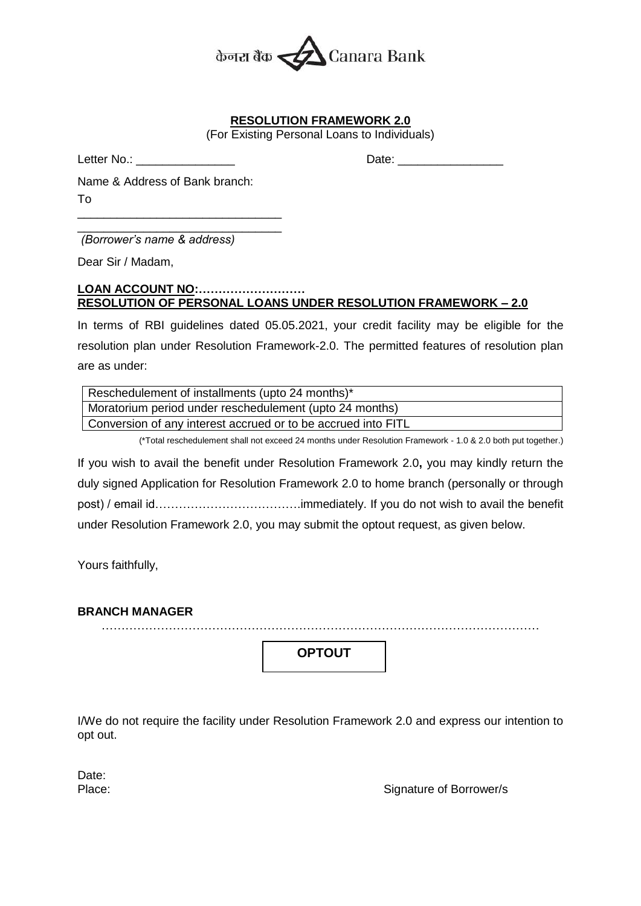केनरा बैंक Canara Bank

**RESOLUTION FRAMEWORK 2.0**

(For Existing Personal Loans to Individuals)

Letter No.: _______________ Date: ________________

Name & Address of Bank branch:

To

______________________________

______________________________

*(Borrower's name & address)*

Dear Sir / Madam,

**LOAN ACCOUNT NO:………………………**

**RESOLUTION OF PERSONAL LOANS UNDER RESOLUTION FRAMEWORK – 2.0**

In terms of RBI guidelines dated 05.05.2021, your credit facility may be eligible for the resolution plan under Resolution Framework-2.0. The permitted features of resolution plan are as under:

| Reschedulement of installments (upto 24 months)* |
|---|
| Moratorium period under reschedulement (upto 24 months) |
| Conversion of any interest accrued or to be accrued into FITL |

(*Total reschedulement shall not exceed 24 months under Resolution Framework - 1.0 & 2.0 both put together.)

If you wish to avail the benefit under Resolution Framework 2.0**,** you may kindly return the duly signed Application for Resolution Framework 2.0 to home branch (personally or through post) / email id………………………………immediately. If you do not wish to avail the benefit under Resolution Framework 2.0, you may submit the optout request, as given below.

Yours faithfully,

**BRANCH MANAGER**

…………………………………………………………………………………………………

**OPTOUT**

I/We do not require the facility under Resolution Framework 2.0 and express our intention to opt out.

Date:

Place: Signature of Borrower/s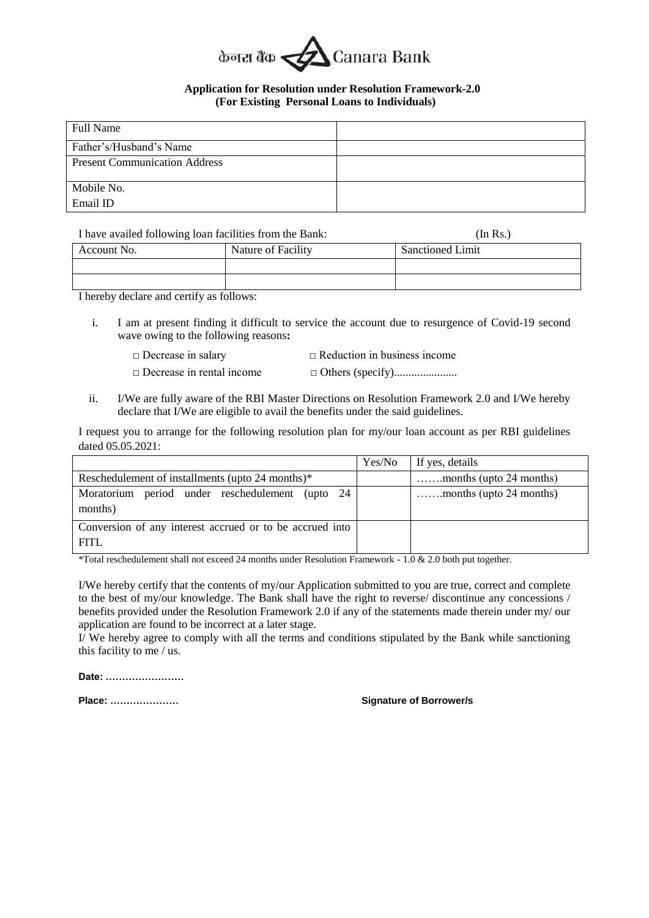केनरा बैंक Canara Bank

**Application for Resolution under Resolution Framework-2.0**
**(For Existing Personal Loans to Individuals)**

| | |
|---|---|
| Full Name | |
| Father's/Husband's Name | |
| Present Communication Address | |
| Mobile No.<br>Email ID | |

I have availed following loan facilities from the Bank: (In Rs.)

| Account No. | Nature of Facility | Sanctioned Limit |
|---|---|---|
| | | |
| | | |

I hereby declare and certify as follows:

i. I am at present finding it difficult to service the account due to resurgence of Covid-19 second wave owing to the following reasons**:**

□ Decrease in salary □ Reduction in business income

□ Decrease in rental income □ Others (specify)......................

ii. I/We are fully aware of the RBI Master Directions on Resolution Framework 2.0 and I/We hereby declare that I/We are eligible to avail the benefits under the said guidelines.

I request you to arrange for the following resolution plan for my/our loan account as per RBI guidelines dated 05.05.2021:

| | Yes/No | If yes, details |
|---|---|---|
| Reschedulement of installments (upto 24 months)* | | …….months (upto 24 months) |
| Moratorium period under reschedulement (upto 24 months) | | …….months (upto 24 months) |
| Conversion of any interest accrued or to be accrued into FITL | | |

*Total reschedulement shall not exceed 24 months under Resolution Framework - 1.0 & 2.0 both put together.

I/We hereby certify that the contents of my/our Application submitted to you are true, correct and complete to the best of my/our knowledge. The Bank shall have the right to reverse/ discontinue any concessions / benefits provided under the Resolution Framework 2.0 if any of the statements made therein under my/ our application are found to be incorrect at a later stage.

I/ We hereby agree to comply with all the terms and conditions stipulated by the Bank while sanctioning this facility to me / us.

**Date: ……………………**

**Place: …………………** **Signature of Borrower/s**